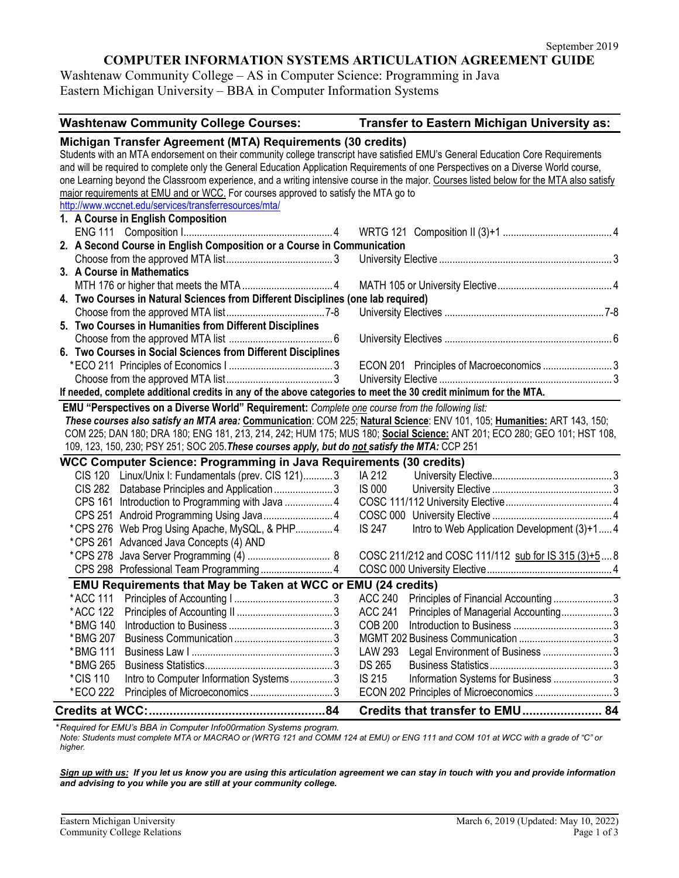September 2019

# COMPUTER INFORMATION SYSTEMS ARTICULATION AGREEMENT GUIDE

Washtenaw Community College – AS in Computer Science: Programming in Java
Eastern Michigan University – BBA in Computer Information Systems

| Washtenaw Community College Courses: | | Transfer to Eastern Michigan University as: | |
|---|---|---|---|
| **Michigan Transfer Agreement (MTA) Requirements (30 credits)** | | | |
| **1. A Course in English Composition** | | | |
| ENG 111 Composition I | 4 | WRTG 121 Composition II (3)+1 | 4 |
| **2. A Second Course in English Composition or a Course in Communication** | | | |
| Choose from the approved MTA list | 3 | University Elective | 3 |
| **3. A Course in Mathematics** | | | |
| MTH 176 or higher that meets the MTA | 4 | MATH 105 or University Elective | 4 |
| **4. Two Courses in Natural Sciences from Different Disciplines (one lab required)** | | | |
| Choose from the approved MTA list | 7-8 | University Electives | 7-8 |
| **5. Two Courses in Humanities from Different Disciplines** | | | |
| Choose from the approved MTA list | 6 | University Electives | 6 |
| **6. Two Courses in Social Sciences from Different Disciplines** | | | |
| *ECO 211 Principles of Economics I | 3 | ECON 201 Principles of Macroeconomics | 3 |
| Choose from the approved MTA list | 3 | University Elective | 3 |

Students with an MTA endorsement on their community college transcript have satisfied EMU's General Education Core Requirements and will be required to complete only the General Education Application Requirements of one Perspectives on a Diverse World course, one Learning beyond the Classroom experience, and a writing intensive course in the major. Courses listed below for the MTA also satisfy major requirements at EMU and or WCC. For courses approved to satisfy the MTA go to http://www.wccnet.edu/services/transferresources/mta/

**If needed, complete additional credits in any of the above categories to meet the 30 credit minimum for the MTA.**

**EMU "Perspectives on a Diverse World" Requirement:** *Complete one course from the following list:*
***These courses also satisfy an MTA area:*** **Communication**: COM 225; **Natural Science**: ENV 101, 105; **Humanities:** ART 143, 150; COM 225; DAN 180; DRA 180; ENG 181, 213, 214, 242; HUM 175; MUS 180; **Social Science:** ANT 201; ECO 280; GEO 101; HST 108, 109, 123, 150, 230; PSY 251; SOC 205. ***These courses apply, but do not satisfy the MTA:*** CCP 251

| WCC Computer Science: Programming in Java Requirements (30 credits) | | | |
|---|---|---|---|
| CIS 120 Linux/Unix I: Fundamentals (prev. CIS 121) | 3 | IA 212 University Elective | 3 |
| CIS 282 Database Principles and Application | 3 | IS 000 University Elective | 3 |
| CPS 161 Introduction to Programming with Java | 4 | COSC 111/112 University Elective | 4 |
| CPS 251 Android Programming Using Java | 4 | COSC 000 University Elective | 4 |
| *CPS 276 Web Prog Using Apache, MySQL, & PHP | 4 | IS 247 Intro to Web Application Development (3)+1 | 4 |
| *CPS 261 Advanced Java Concepts (4) AND *CPS 278 Java Server Programming (4) | 8 | COSC 211/212 and COSC 111/112 sub for IS 315 (3)+5 | 8 |
| CPS 298 Professional Team Programming | 4 | COSC 000 University Elective | 4 |
| **EMU Requirements that May be Taken at WCC or EMU (24 credits)** | | | |
| *ACC 111 Principles of Accounting I | 3 | ACC 240 Principles of Financial Accounting | 3 |
| *ACC 122 Principles of Accounting II | 3 | ACC 241 Principles of Managerial Accounting | 3 |
| *BMG 140 Introduction to Business | 3 | COB 200 Introduction to Business | 3 |
| *BMG 207 Business Communication | 3 | MGMT 202 Business Communication | 3 |
| *BMG 111 Business Law I | 3 | LAW 293 Legal Environment of Business | 3 |
| *BMG 265 Business Statistics | 3 | DS 265 Business Statistics | 3 |
| *CIS 110 Intro to Computer Information Systems | 3 | IS 215 Information Systems for Business | 3 |
| *ECO 222 Principles of Microeconomics | 3 | ECON 202 Principles of Microeconomics | 3 |
| **Credits at WCC:** | **84** | **Credits that transfer to EMU** | **84** |

*\*Required for EMU's BBA in Computer Info00rmation Systems program.*
*Note: Students must complete MTA or MACRAO or (WRTG 121 and COMM 124 at EMU) or ENG 111 and COM 101 at WCC with a grade of "C" or higher.*

***Sign up with us:** **If you let us know you are using this articulation agreement we can stay in touch with you and provide information and advising to you while you are still at your community college.***

Eastern Michigan University
Community College Relations

March 6, 2019 (Updated: May 10, 2022)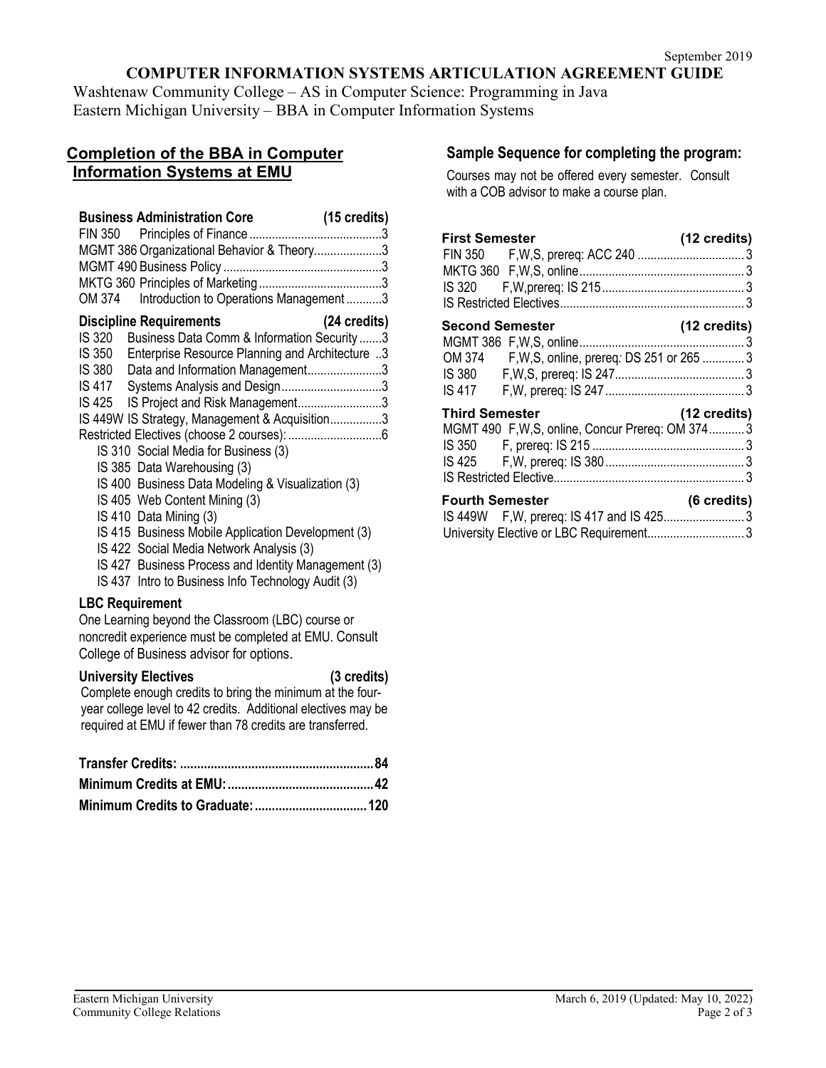September 2019

**COMPUTER INFORMATION SYSTEMS ARTICULATION AGREEMENT GUIDE**

Washtenaw Community College – AS in Computer Science: Programming in Java
Eastern Michigan University – BBA in Computer Information Systems

## Completion of the BBA in Computer Information Systems at EMU

### Business Administration Core (15 credits)

| Course | Title | Credits |
|---|---|---|
| FIN 350 | Principles of Finance | 3 |
| MGMT 386 | Organizational Behavior & Theory | 3 |
| MGMT 490 | Business Policy | 3 |
| MKTG 360 | Principles of Marketing | 3 |
| OM 374 | Introduction to Operations Management | 3 |

### Discipline Requirements (24 credits)

| Course | Title | Credits |
|---|---|---|
| IS 320 | Business Data Comm & Information Security | 3 |
| IS 350 | Enterprise Resource Planning and Architecture | 3 |
| IS 380 | Data and Information Management | 3 |
| IS 417 | Systems Analysis and Design | 3 |
| IS 425 | IS Project and Risk Management | 3 |
| IS 449W | IS Strategy, Management & Acquisition | 3 |
| | Restricted Electives (choose 2 courses): | 6 |

- IS 310 Social Media for Business (3)
- IS 385 Data Warehousing (3)
- IS 400 Business Data Modeling & Visualization (3)
- IS 405 Web Content Mining (3)
- IS 410 Data Mining (3)
- IS 415 Business Mobile Application Development (3)
- IS 422 Social Media Network Analysis (3)
- IS 427 Business Process and Identity Management (3)
- IS 437 Intro to Business Info Technology Audit (3)

### LBC Requirement

One Learning beyond the Classroom (LBC) course or noncredit experience must be completed at EMU. Consult College of Business advisor for options.

### University Electives (3 credits)

Complete enough credits to bring the minimum at the four-year college level to 42 credits. Additional electives may be required at EMU if fewer than 78 credits are transferred.

| | |
|---|---|
| **Transfer Credits:** | **84** |
| **Minimum Credits at EMU:** | **42** |
| **Minimum Credits to Graduate:** | **120** |

## Sample Sequence for completing the program:

Courses may not be offered every semester. Consult with a COB advisor to make a course plan.

### First Semester (12 credits)

| Course | Details | Credits |
|---|---|---|
| FIN 350 | F,W,S, prereq: ACC 240 | 3 |
| MKTG 360 | F,W,S, online | 3 |
| IS 320 | F,W,prereq: IS 215 | 3 |
| IS Restricted Electives | | 3 |

### Second Semester (12 credits)

| Course | Details | Credits |
|---|---|---|
| MGMT 386 | F,W,S, online | 3 |
| OM 374 | F,W,S, online, prereq: DS 251 or 265 | 3 |
| IS 380 | F,W,S, prereq: IS 247 | 3 |
| IS 417 | F,W, prereq: IS 247 | 3 |

### Third Semester (12 credits)

| Course | Details | Credits |
|---|---|---|
| MGMT 490 | F,W,S, online, Concur Prereq: OM 374 | 3 |
| IS 350 | F, prereq: IS 215 | 3 |
| IS 425 | F,W, prereq: IS 380 | 3 |
| IS Restricted Elective | | 3 |

### Fourth Semester (6 credits)

| Course | Details | Credits |
|---|---|---|
| IS 449W | F,W, prereq: IS 417 and IS 425 | 3 |
| University Elective or LBC Requirement | | 3 |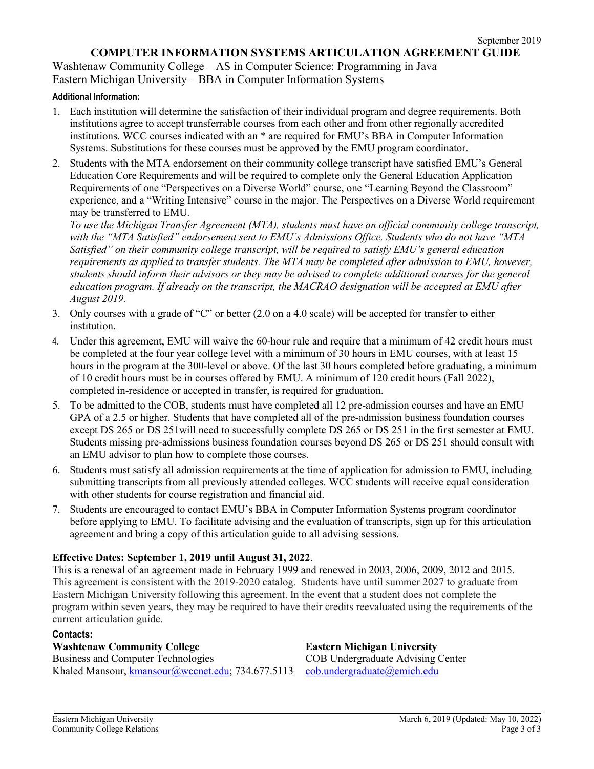September 2019

# COMPUTER INFORMATION SYSTEMS ARTICULATION AGREEMENT GUIDE

Washtenaw Community College – AS in Computer Science: Programming in Java
Eastern Michigan University – BBA in Computer Information Systems

**Additional Information:**

1. Each institution will determine the satisfaction of their individual program and degree requirements. Both institutions agree to accept transferrable courses from each other and from other regionally accredited institutions. WCC courses indicated with an * are required for EMU's BBA in Computer Information Systems. Substitutions for these courses must be approved by the EMU program coordinator.
2. Students with the MTA endorsement on their community college transcript have satisfied EMU's General Education Core Requirements and will be required to complete only the General Education Application Requirements of one "Perspectives on a Diverse World" course, one "Learning Beyond the Classroom" experience, and a "Writing Intensive" course in the major. The Perspectives on a Diverse World requirement may be transferred to EMU.
   *To use the Michigan Transfer Agreement (MTA), students must have an official community college transcript, with the "MTA Satisfied" endorsement sent to EMU's Admissions Office. Students who do not have "MTA Satisfied" on their community college transcript, will be required to satisfy EMU's general education requirements as applied to transfer students. The MTA may be completed after admission to EMU, however, students should inform their advisors or they may be advised to complete additional courses for the general education program. If already on the transcript, the MACRAO designation will be accepted at EMU after August 2019.*
3. Only courses with a grade of "C" or better (2.0 on a 4.0 scale) will be accepted for transfer to either institution.
4. Under this agreement, EMU will waive the 60-hour rule and require that a minimum of 42 credit hours must be completed at the four year college level with a minimum of 30 hours in EMU courses, with at least 15 hours in the program at the 300-level or above. Of the last 30 hours completed before graduating, a minimum of 10 credit hours must be in courses offered by EMU. A minimum of 120 credit hours (Fall 2022), completed in-residence or accepted in transfer, is required for graduation.
5. To be admitted to the COB, students must have completed all 12 pre-admission courses and have an EMU GPA of a 2.5 or higher. Students that have completed all of the pre-admission business foundation courses except DS 265 or DS 251will need to successfully complete DS 265 or DS 251 in the first semester at EMU. Students missing pre-admissions business foundation courses beyond DS 265 or DS 251 should consult with an EMU advisor to plan how to complete those courses.
6. Students must satisfy all admission requirements at the time of application for admission to EMU, including submitting transcripts from all previously attended colleges. WCC students will receive equal consideration with other students for course registration and financial aid.
7. Students are encouraged to contact EMU's BBA in Computer Information Systems program coordinator before applying to EMU. To facilitate advising and the evaluation of transcripts, sign up for this articulation agreement and bring a copy of this articulation guide to all advising sessions.

**Effective Dates: September 1, 2019 until August 31, 2022**.

This is a renewal of an agreement made in February 1999 and renewed in 2003, 2006, 2009, 2012 and 2015. This agreement is consistent with the 2019-2020 catalog. Students have until summer 2027 to graduate from Eastern Michigan University following this agreement. In the event that a student does not complete the program within seven years, they may be required to have their credits reevaluated using the requirements of the current articulation guide.

**Contacts:**

**Washtenaw Community College**
Business and Computer Technologies
Khaled Mansour, kmansour@wccnet.edu; 734.677.5113

**Eastern Michigan University**
COB Undergraduate Advising Center
cob.undergraduate@emich.edu

Eastern Michigan University
Community College Relations

March 6, 2019 (Updated: May 10, 2022)